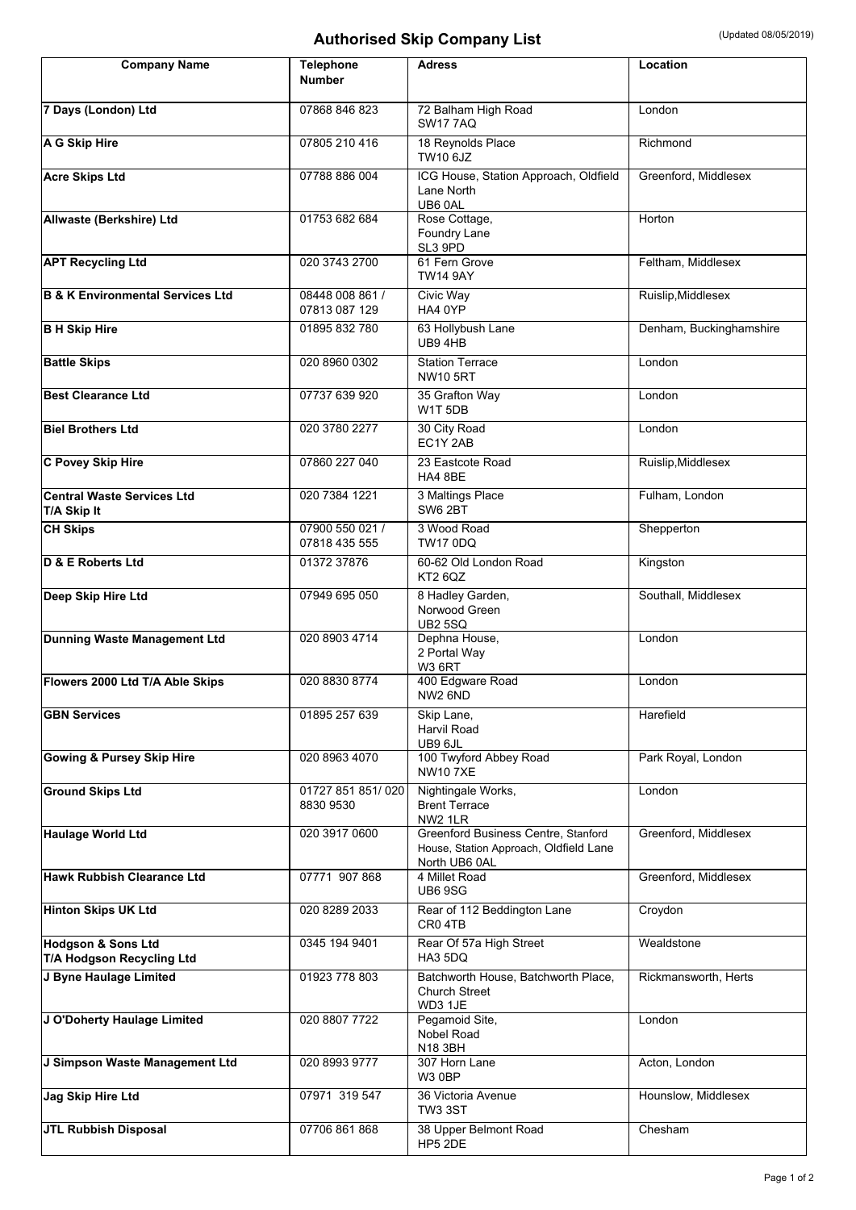# Authorised Skip Company List

(Updated 08/05/2019)

| Company Name | Telephone Number | Adress | Location |
|---|---|---|---|
| **7 Days (London) Ltd** | 07868 846 823 | 72 Balham High Road SW17 7AQ | London |
| **A G Skip Hire** | 07805 210 416 | 18 Reynolds Place TW10 6JZ | Richmond |
| **Acre Skips Ltd** | 07788 886 004 | ICG House, Station Approach, Oldfield Lane North UB6 0AL | Greenford, Middlesex |
| **Allwaste (Berkshire) Ltd** | 01753 682 684 | Rose Cottage, Foundry Lane SL3 9PD | Horton |
| **APT Recycling Ltd** | 020 3743 2700 | 61 Fern Grove TW14 9AY | Feltham, Middlesex |
| **B & K Environmental Services Ltd** | 08448 008 861 / 07813 087 129 | Civic Way HA4 0YP | Ruislip,Middlesex |
| **B H Skip Hire** | 01895 832 780 | 63 Hollybush Lane UB9 4HB | Denham, Buckinghamshire |
| **Battle Skips** | 020 8960 0302 | Station Terrace NW10 5RT | London |
| **Best Clearance Ltd** | 07737 639 920 | 35 Grafton Way W1T 5DB | London |
| **Biel Brothers Ltd** | 020 3780 2277 | 30 City Road EC1Y 2AB | London |
| **C Povey Skip Hire** | 07860 227 040 | 23 Eastcote Road HA4 8BE | Ruislip,Middlesex |
| **Central Waste Services Ltd T/A Skip It** | 020 7384 1221 | 3 Maltings Place SW6 2BT | Fulham, London |
| **CH Skips** | 07900 550 021 / 07818 435 555 | 3 Wood Road TW17 0DQ | Shepperton |
| **D & E Roberts Ltd** | 01372 37876 | 60-62 Old London Road KT2 6QZ | Kingston |
| **Deep Skip Hire Ltd** | 07949 695 050 | 8 Hadley Garden, Norwood Green UB2 5SQ | Southall, Middlesex |
| **Dunning Waste Management Ltd** | 020 8903 4714 | Dephna House, 2 Portal Way W3 6RT | London |
| **Flowers 2000 Ltd T/A Able Skips** | 020 8830 8774 | 400 Edgware Road NW2 6ND | London |
| **GBN Services** | 01895 257 639 | Skip Lane, Harvil Road UB9 6JL | Harefield |
| **Gowing & Pursey Skip Hire** | 020 8963 4070 | 100 Twyford Abbey Road NW10 7XE | Park Royal, London |
| **Ground Skips Ltd** | 01727 851 851/ 020 8830 9530 | Nightingale Works, Brent Terrace NW2 1LR | London |
| **Haulage World Ltd** | 020 3917 0600 | Greenford Business Centre, Stanford House, Station Approach, Oldfield Lane North UB6 0AL | Greenford, Middlesex |
| **Hawk Rubbish Clearance Ltd** | 07771 907 868 | 4 Millet Road UB6 9SG | Greenford, Middlesex |
| **Hinton Skips UK Ltd** | 020 8289 2033 | Rear of 112 Beddington Lane CR0 4TB | Croydon |
| **Hodgson & Sons Ltd T/A Hodgson Recycling Ltd** | 0345 194 9401 | Rear Of 57a High Street HA3 5DQ | Wealdstone |
| **J Byne Haulage Limited** | 01923 778 803 | Batchworth House, Batchworth Place, Church Street WD3 1JE | Rickmansworth, Herts |
| **J O'Doherty Haulage Limited** | 020 8807 7722 | Pegamoid Site, Nobel Road N18 3BH | London |
| **J Simpson Waste Management Ltd** | 020 8993 9777 | 307 Horn Lane W3 0BP | Acton, London |
| **Jag Skip Hire Ltd** | 07971 319 547 | 36 Victoria Avenue TW3 3ST | Hounslow, Middlesex |
| **JTL Rubbish Disposal** | 07706 861 868 | 38 Upper Belmont Road HP5 2DE | Chesham |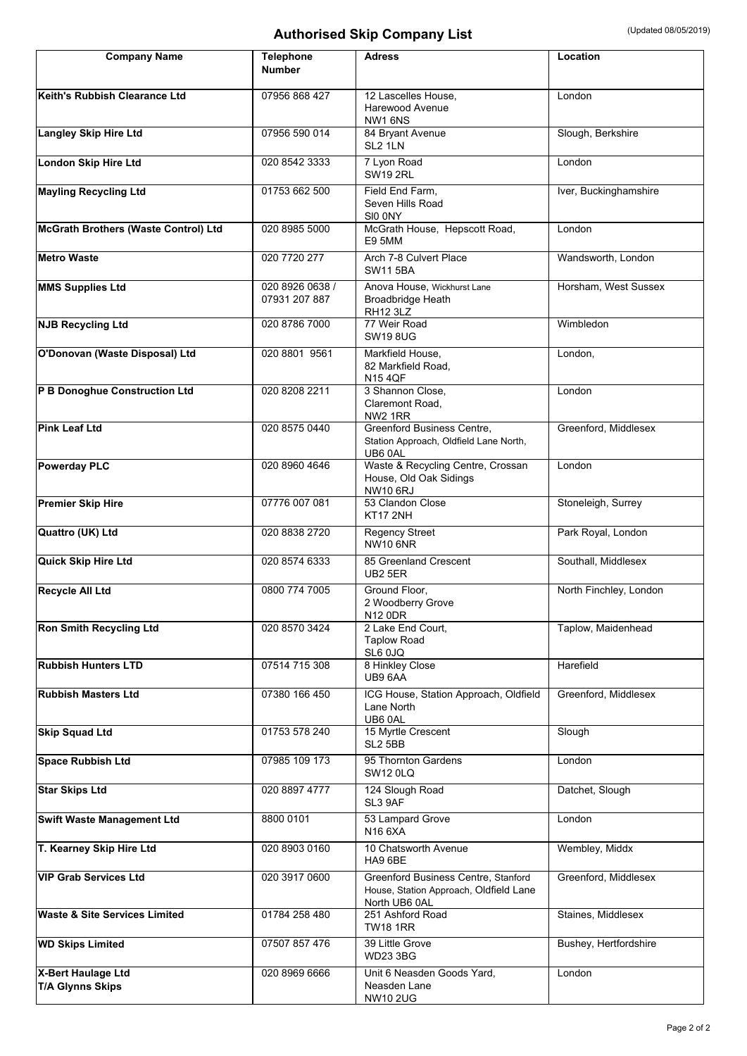# Authorised Skip Company List

(Updated 08/05/2019)

| Company Name | Telephone Number | Adress | Location |
|---|---|---|---|
| **Keith's Rubbish Clearance Ltd** | 07956 868 427 | 12 Lascelles House, Harewood Avenue NW1 6NS | London |
| **Langley Skip Hire Ltd** | 07956 590 014 | 84 Bryant Avenue SL2 1LN | Slough, Berkshire |
| **London Skip Hire Ltd** | 020 8542 3333 | 7 Lyon Road SW19 2RL | London |
| **Mayling Recycling Ltd** | 01753 662 500 | Field End Farm, Seven Hills Road Sl0 0NY | Iver, Buckinghamshire |
| **McGrath Brothers (Waste Control) Ltd** | 020 8985 5000 | McGrath House, Hepscott Road, E9 5MM | London |
| **Metro Waste** | 020 7720 277 | Arch 7-8 Culvert Place SW11 5BA | Wandsworth, London |
| **MMS Supplies Ltd** | 020 8926 0638 / 07931 207 887 | Anova House, Wickhurst Lane Broadbridge Heath RH12 3LZ | Horsham, West Sussex |
| **NJB Recycling Ltd** | 020 8786 7000 | 77 Weir Road SW19 8UG | Wimbledon |
| **O'Donovan (Waste Disposal) Ltd** | 020 8801 9561 | Markfield House, 82 Markfield Road, N15 4QF | London, |
| **P B Donoghue Construction Ltd** | 020 8208 2211 | 3 Shannon Close, Claremont Road, NW2 1RR | London |
| **Pink Leaf Ltd** | 020 8575 0440 | Greenford Business Centre, Station Approach, Oldfield Lane North, UB6 0AL | Greenford, Middlesex |
| **Powerday PLC** | 020 8960 4646 | Waste & Recycling Centre, Crossan House, Old Oak Sidings NW10 6RJ | London |
| **Premier Skip Hire** | 07776 007 081 | 53 Clandon Close KT17 2NH | Stoneleigh, Surrey |
| **Quattro (UK) Ltd** | 020 8838 2720 | Regency Street NW10 6NR | Park Royal, London |
| **Quick Skip Hire Ltd** | 020 8574 6333 | 85 Greenland Crescent UB2 5ER | Southall, Middlesex |
| **Recycle All Ltd** | 0800 774 7005 | Ground Floor, 2 Woodberry Grove N12 0DR | North Finchley, London |
| **Ron Smith Recycling Ltd** | 020 8570 3424 | 2 Lake End Court, Taplow Road SL6 0JQ | Taplow, Maidenhead |
| **Rubbish Hunters LTD** | 07514 715 308 | 8 Hinkley Close UB9 6AA | Harefield |
| **Rubbish Masters Ltd** | 07380 166 450 | ICG House, Station Approach, Oldfield Lane North UB6 0AL | Greenford, Middlesex |
| **Skip Squad Ltd** | 01753 578 240 | 15 Myrtle Crescent SL2 5BB | Slough |
| **Space Rubbish Ltd** | 07985 109 173 | 95 Thornton Gardens SW12 0LQ | London |
| **Star Skips Ltd** | 020 8897 4777 | 124 Slough Road SL3 9AF | Datchet, Slough |
| **Swift Waste Management Ltd** | 8800 0101 | 53 Lampard Grove N16 6XA | London |
| **T. Kearney Skip Hire Ltd** | 020 8903 0160 | 10 Chatsworth Avenue HA9 6BE | Wembley, Middx |
| **VIP Grab Services Ltd** | 020 3917 0600 | Greenford Business Centre, Stanford House, Station Approach, Oldfield Lane North UB6 0AL | Greenford, Middlesex |
| **Waste & Site Services Limited** | 01784 258 480 | 251 Ashford Road TW18 1RR | Staines, Middlesex |
| **WD Skips Limited** | 07507 857 476 | 39 Little Grove WD23 3BG | Bushey, Hertfordshire |
| **X-Bert Haulage Ltd T/A Glynns Skips** | 020 8969 6666 | Unit 6 Neasden Goods Yard, Neasden Lane NW10 2UG | London |